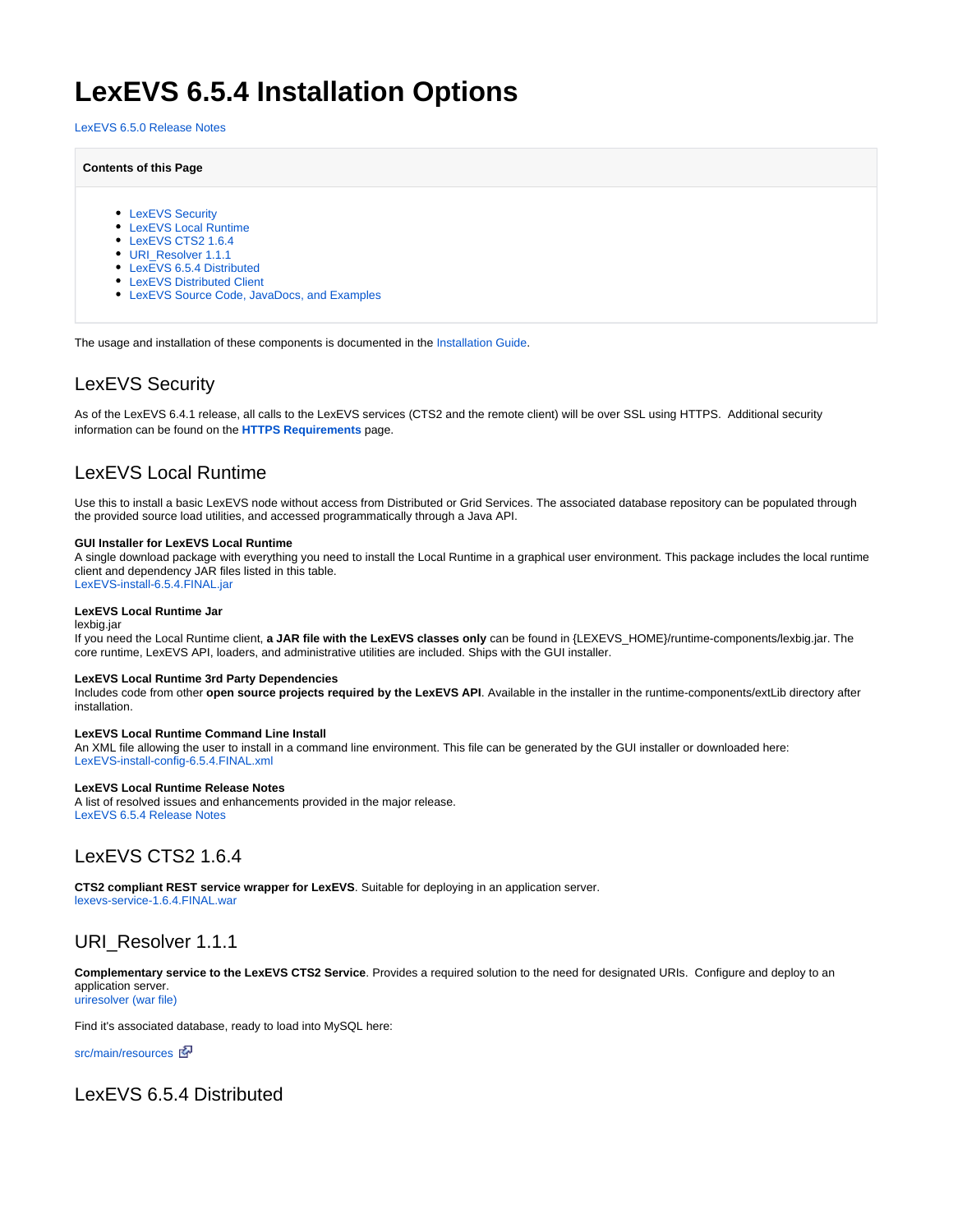# LexEVS 6.5.4 Installation Options

LexEVS 6.5.0 Release Notes

**Contents of this Page**

- LexEVS Security
- LexEVS Local Runtime
- LexEVS CTS2 1.6.4
- URI_Resolver 1.1.1
- LexEVS 6.5.4 Distributed
- LexEVS Distributed Client
- LexEVS Source Code, JavaDocs, and Examples

The usage and installation of these components is documented in the Installation Guide.

## LexEVS Security

As of the LexEVS 6.4.1 release, all calls to the LexEVS services (CTS2 and the remote client) will be over SSL using HTTPS. Additional security information can be found on the **HTTPS Requirements** page.

## LexEVS Local Runtime

Use this to install a basic LexEVS node without access from Distributed or Grid Services. The associated database repository can be populated through the provided source load utilities, and accessed programmatically through a Java API.

**GUI Installer for LexEVS Local Runtime**
A single download package with everything you need to install the Local Runtime in a graphical user environment. This package includes the local runtime client and dependency JAR files listed in this table.
LexEVS-install-6.5.4.FINAL.jar

**LexEVS Local Runtime Jar**
lexbig.jar
If you need the Local Runtime client, **a JAR file with the LexEVS classes only** can be found in {LEXEVS_HOME}/runtime-components/lexbig.jar. The core runtime, LexEVS API, loaders, and administrative utilities are included. Ships with the GUI installer.

**LexEVS Local Runtime 3rd Party Dependencies**
Includes code from other **open source projects required by the LexEVS API**. Available in the installer in the runtime-components/extLib directory after installation.

**LexEVS Local Runtime Command Line Install**
An XML file allowing the user to install in a command line environment. This file can be generated by the GUI installer or downloaded here:
LexEVS-install-config-6.5.4.FINAL.xml

**LexEVS Local Runtime Release Notes**
A list of resolved issues and enhancements provided in the major release.
LexEVS 6.5.4 Release Notes

## LexEVS CTS2 1.6.4

**CTS2 compliant REST service wrapper for LexEVS**. Suitable for deploying in an application server.
lexevs-service-1.6.4.FINAL.war

## URI_Resolver 1.1.1

**Complementary service to the LexEVS CTS2 Service**. Provides a required solution to the need for designated URIs. Configure and deploy to an application server.
uriresolver (war file)

Find it's associated database, ready to load into MySQL here:

src/main/resources

## LexEVS 6.5.4 Distributed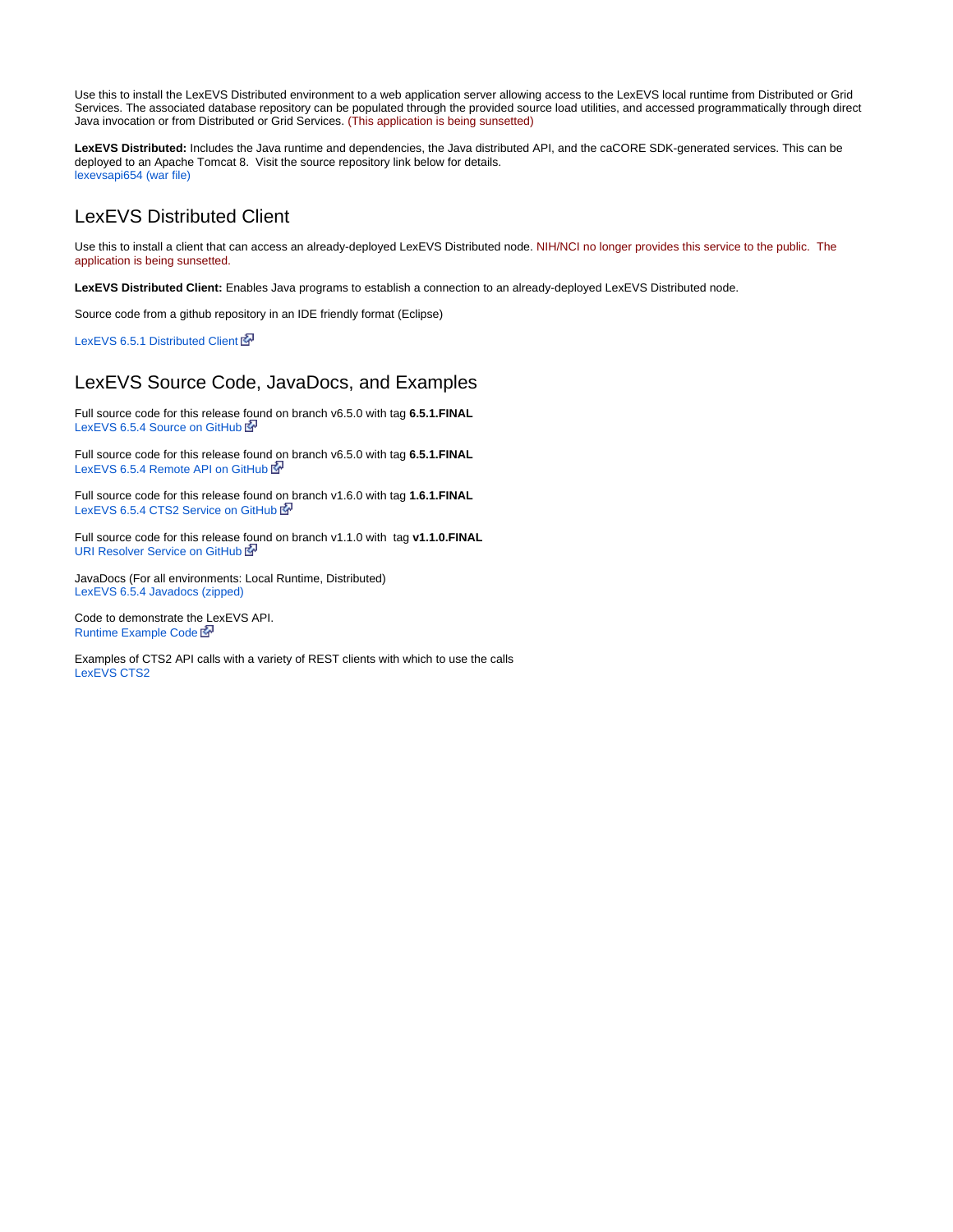Use this to install the LexEVS Distributed environment to a web application server allowing access to the LexEVS local runtime from Distributed or Grid Services. The associated database repository can be populated through the provided source load utilities, and accessed programmatically through direct Java invocation or from Distributed or Grid Services. (This application is being sunsetted)

**LexEVS Distributed:** Includes the Java runtime and dependencies, the Java distributed API, and the caCORE SDK-generated services. This can be deployed to an Apache Tomcat 8. Visit the source repository link below for details.
lexevsapi654 (war file)

## LexEVS Distributed Client

Use this to install a client that can access an already-deployed LexEVS Distributed node. NIH/NCI no longer provides this service to the public. The application is being sunsetted.

**LexEVS Distributed Client:** Enables Java programs to establish a connection to an already-deployed LexEVS Distributed node.

Source code from a github repository in an IDE friendly format (Eclipse)

LexEVS 6.5.1 Distributed Client

## LexEVS Source Code, JavaDocs, and Examples

Full source code for this release found on branch v6.5.0 with tag **6.5.1.FINAL**
LexEVS 6.5.4 Source on GitHub

Full source code for this release found on branch v6.5.0 with tag **6.5.1.FINAL**
LexEVS 6.5.4 Remote API on GitHub

Full source code for this release found on branch v1.6.0 with tag **1.6.1.FINAL**
LexEVS 6.5.4 CTS2 Service on GitHub

Full source code for this release found on branch v1.1.0 with tag **v1.1.0.FINAL**
URI Resolver Service on GitHub

JavaDocs (For all environments: Local Runtime, Distributed)
LexEVS 6.5.4 Javadocs (zipped)

Code to demonstrate the LexEVS API.
Runtime Example Code

Examples of CTS2 API calls with a variety of REST clients with which to use the calls
LexEVS CTS2